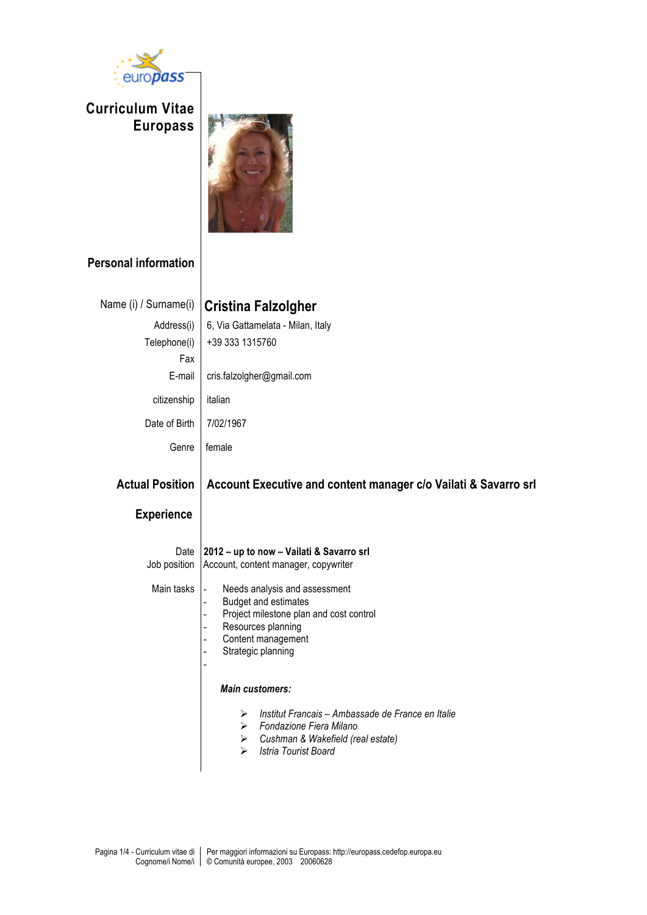# Curriculum Vitae Europass

## Personal information

| | |
|---|---|
| Name (i) / Surname(i) | **Cristina Falzolgher** |
| Address(i) | 6, Via Gattamelata - Milan, Italy |
| Telephone(i) | +39 333 1315760 |
| Fax | |
| E-mail | cris.falzolgher@gmail.com |
| citizenship | italian |
| Date of Birth | 7/02/1967 |
| Genre | female |

## Actual Position

**Account Executive and content manager c/o Vailati & Savarro srl**

## Experience

| | |
|---|---|
| Date | **2012 – up to now – Vailati & Savarro srl** |
| Job position | Account, content manager, copywriter |

Main tasks

- Needs analysis and assessment
- Budget and estimates
- Project milestone plan and cost control
- Resources planning
- Content management
- Strategic planning
-

***Main customers:***

- *Institut Francais – Ambassade de France en Italie*
- *Fondazione Fiera Milano*
- *Cushman & Wakefield (real estate)*
- *Istria Tourist Board*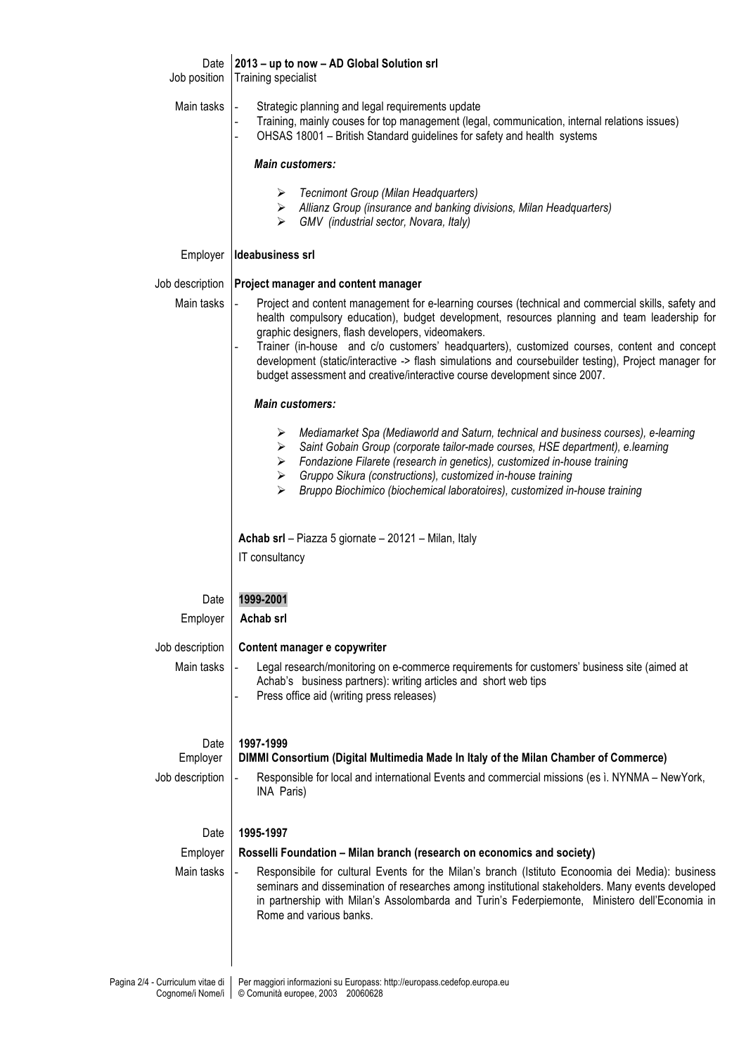**Date** 2013 – up to now – **AD Global Solution srl**
**Job position** Training specialist

**Main tasks**
- Strategic planning and legal requirements update
- Training, mainly couses for top management (legal, communication, internal relations issues)
- OHSAS 18001 – British Standard guidelines for safety and health systems

***Main customers:***

- *Tecnimont Group (Milan Headquarters)*
- *Allianz Group (insurance and banking divisions, Milan Headquarters)*
- *GMV (industrial sector, Novara, Italy)*

**Employer** **Ideabusiness srl**

**Job description** **Project manager and content manager**

**Main tasks**
- Project and content management for e-learning courses (technical and commercial skills, safety and health compulsory education), budget development, resources planning and team leadership for graphic designers, flash developers, videomakers.
- Trainer (in-house and c/o customers' headquarters), customized courses, content and concept development (static/interactive -> flash simulations and coursebuilder testing), Project manager for budget assessment and creative/interactive course development since 2007.

***Main customers:***

- *Mediamarket Spa (Mediaworld and Saturn, technical and business courses), e-learning*
- *Saint Gobain Group (corporate tailor-made courses, HSE department), e.learning*
- *Fondazione Filarete (research in genetics), customized in-house training*
- *Gruppo Sikura (constructions), customized in-house training*
- *Bruppo Biochimico (biochemical laboratoires), customized in-house training*

**Achab srl** – Piazza 5 giornate – 20121 – Milan, Italy
IT consultancy

**Date** **1999-2001**
**Employer** **Achab srl**

**Job description** **Content manager e copywriter**

**Main tasks**
- Legal research/monitoring on e-commerce requirements for customers' business site (aimed at Achab's business partners): writing articles and short web tips
- Press office aid (writing press releases)

**Date** **1997-1999**
**Employer** **DIMMI Consortium (Digital Multimedia Made In Italy of the Milan Chamber of Commerce)**

**Job description**
- Responsible for local and international Events and commercial missions (es ì. NYNMA – NewYork, INA Paris)

**Date** **1995-1997**
**Employer** **Rosselli Foundation – Milan branch (research on economics and society)**

**Main tasks**
- Responsibile for cultural Events for the Milan's branch (Istituto Econoomia dei Media): business seminars and dissemination of researches among institutional stakeholders. Many events developed in partnership with Milan's Assolombarda and Turin's Federpiemonte, Ministero dell'Economia in Rome and various banks.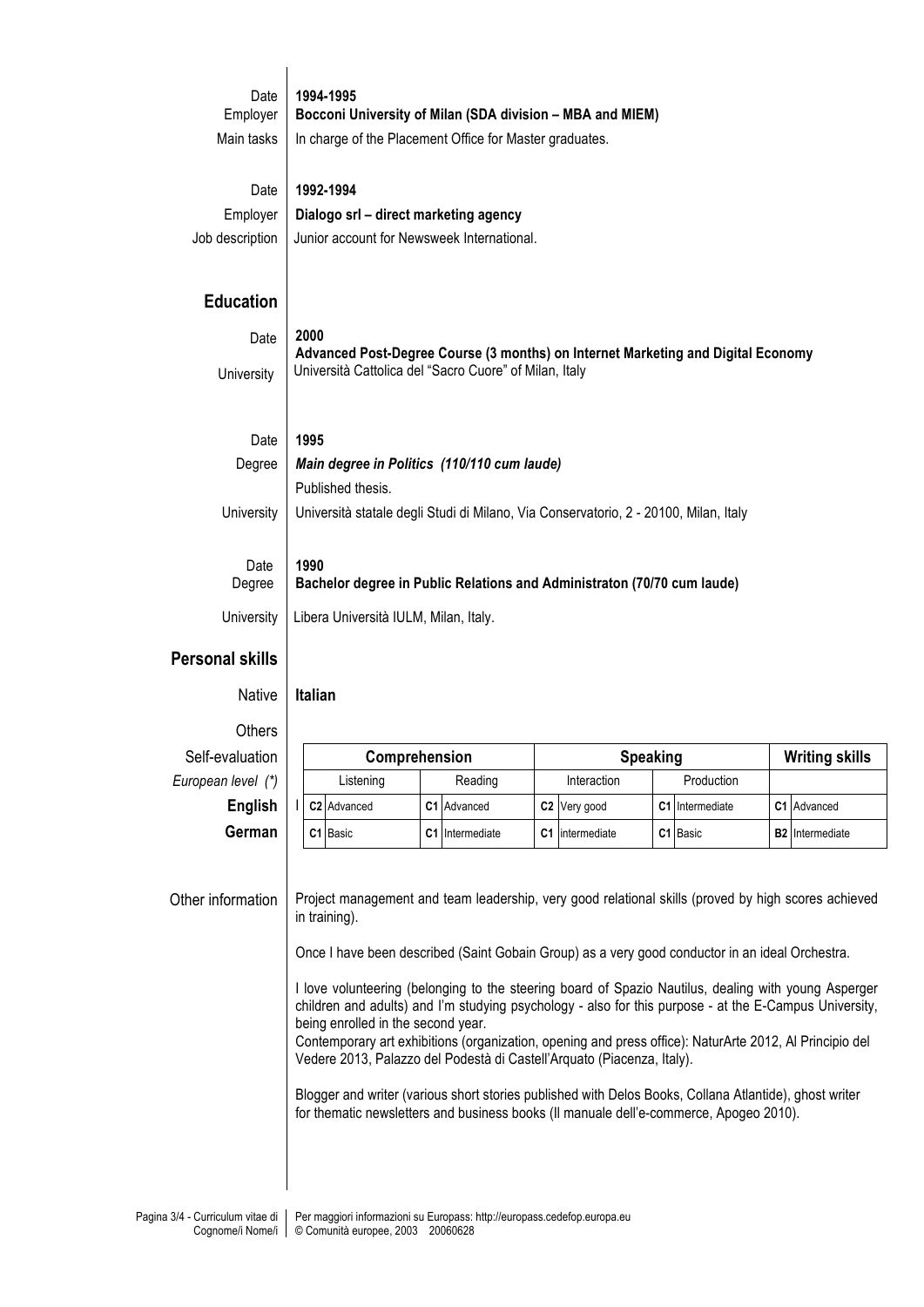Date **1994-1995**
Employer **Bocconi University of Milan (SDA division – MBA and MIEM)**
Main tasks In charge of the Placement Office for Master graduates.

Date **1992-1994**
Employer **Dialogo srl – direct marketing agency**
Job description Junior account for Newsweek International.

## Education

Date **2000**
**Advanced Post-Degree Course (3 months) on Internet Marketing and Digital Economy**
University Università Cattolica del "Sacro Cuore" of Milan, Italy

Date **1995**
Degree ***Main degree in Politics (110/110 cum laude)***
Published thesis.
University Università statale degli Studi di Milano, Via Conservatorio, 2 - 20100, Milan, Italy

Date **1990**
Degree **Bachelor degree in Public Relations and Administraton (70/70 cum laude)**
University Libera Università IULM, Milan, Italy.

## Personal skills

Native **Italian**

Others

Self-evaluation
*European level (\*)*

| | Comprehension | | Speaking | | Writing skills |
|---|---|---|---|---|---|
| | Listening | Reading | Interaction | Production | |
| **English** | C2 Advanced | C1 Advanced | C2 Very good | C1 Intermediate | C1 Advanced |
| **German** | C1 Basic | C1 Intermediate | C1 intermediate | C1 Basic | B2 Intermediate |

Other information

Project management and team leadership, very good relational skills (proved by high scores achieved in training).

Once I have been described (Saint Gobain Group) as a very good conductor in an ideal Orchestra.

I love volunteering (belonging to the steering board of Spazio Nautilus, dealing with young Asperger children and adults) and I'm studying psychology - also for this purpose - at the E-Campus University, being enrolled in the second year.
Contemporary art exhibitions (organization, opening and press office): NaturArte 2012, Al Principio del Vedere 2013, Palazzo del Podestà di Castell'Arquato (Piacenza, Italy).

Blogger and writer (various short stories published with Delos Books, Collana Atlantide), ghost writer for thematic newsletters and business books (Il manuale dell'e-commerce, Apogeo 2010).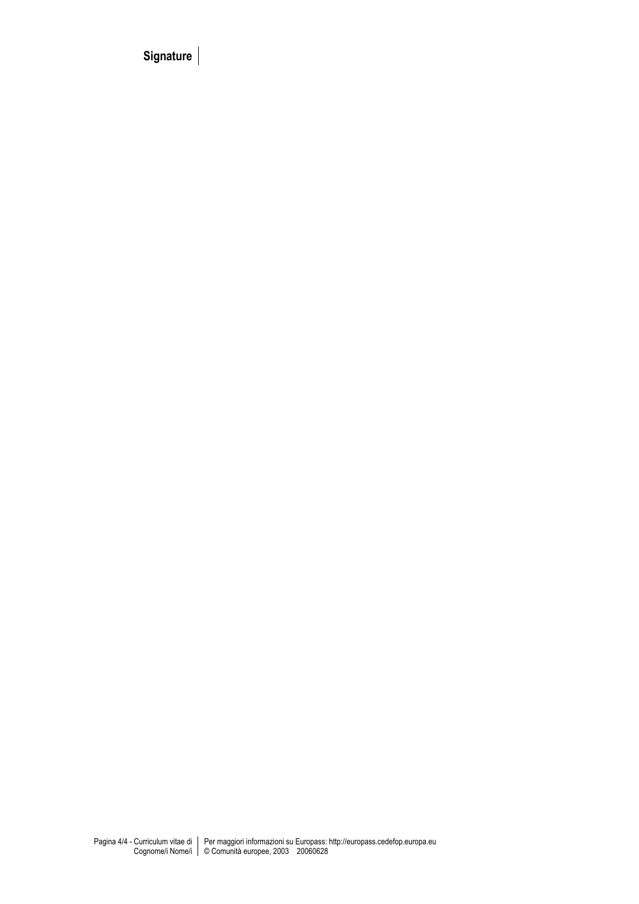**Signature**